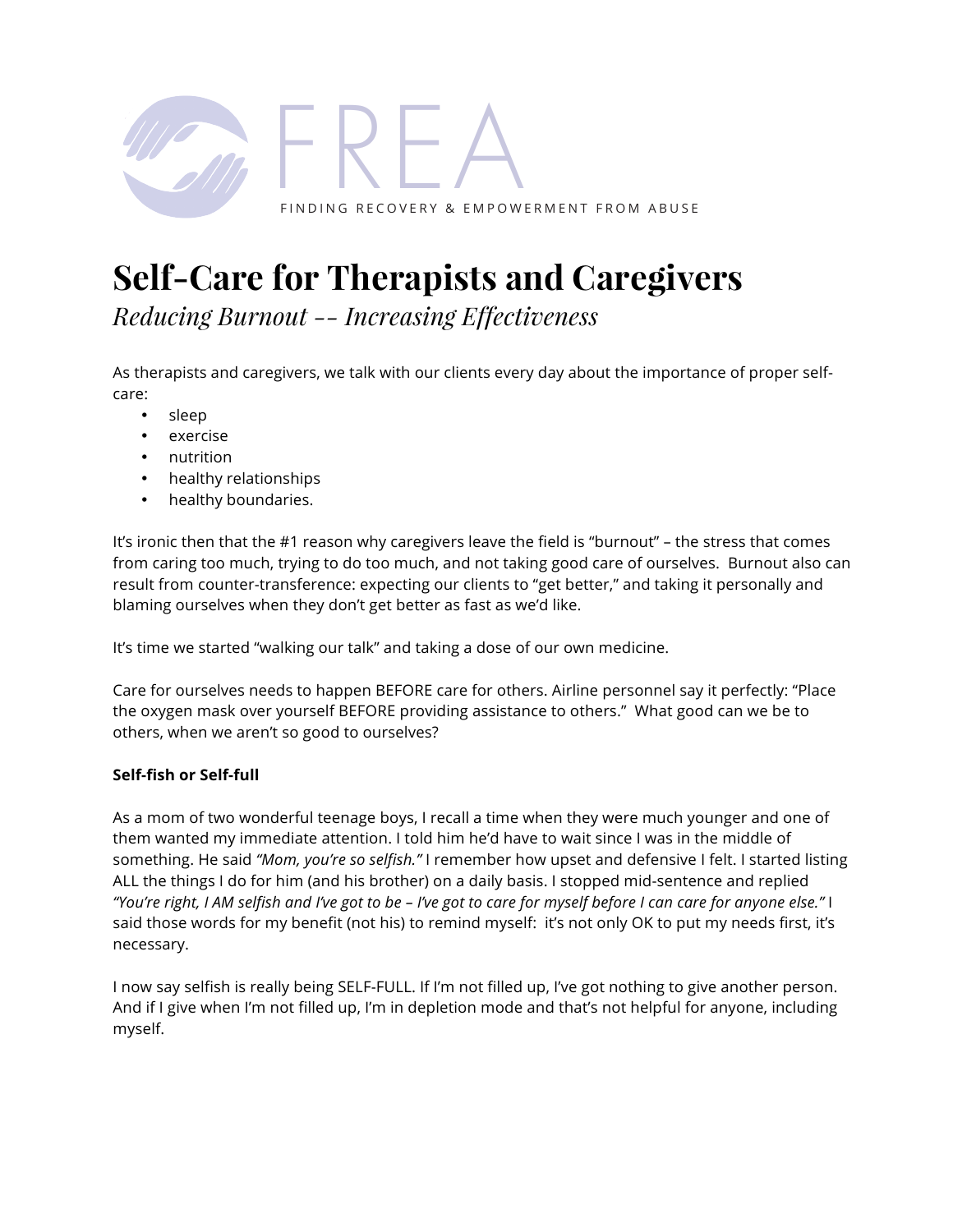FREA

FINDING RECOVERY & EMPOWERMENT FROM ABUSE

# Self-Care for Therapists and Caregivers

*Reducing Burnout -- Increasing Effectiveness*

As therapists and caregivers, we talk with our clients every day about the importance of proper self-care:

- sleep
- exercise
- nutrition
- healthy relationships
- healthy boundaries.

It's ironic then that the #1 reason why caregivers leave the field is "burnout" – the stress that comes from caring too much, trying to do too much, and not taking good care of ourselves. Burnout also can result from counter-transference: expecting our clients to "get better," and taking it personally and blaming ourselves when they don't get better as fast as we'd like.

It's time we started "walking our talk" and taking a dose of our own medicine.

Care for ourselves needs to happen BEFORE care for others. Airline personnel say it perfectly: "Place the oxygen mask over yourself BEFORE providing assistance to others." What good can we be to others, when we aren't so good to ourselves?

**Self-fish or Self-full**

As a mom of two wonderful teenage boys, I recall a time when they were much younger and one of them wanted my immediate attention. I told him he'd have to wait since I was in the middle of something. He said *"Mom, you're so selfish."* I remember how upset and defensive I felt. I started listing ALL the things I do for him (and his brother) on a daily basis. I stopped mid-sentence and replied *"You're right, I AM selfish and I've got to be – I've got to care for myself before I can care for anyone else."* I said those words for my benefit (not his) to remind myself: it's not only OK to put my needs first, it's necessary.

I now say selfish is really being SELF-FULL. If I'm not filled up, I've got nothing to give another person. And if I give when I'm not filled up, I'm in depletion mode and that's not helpful for anyone, including myself.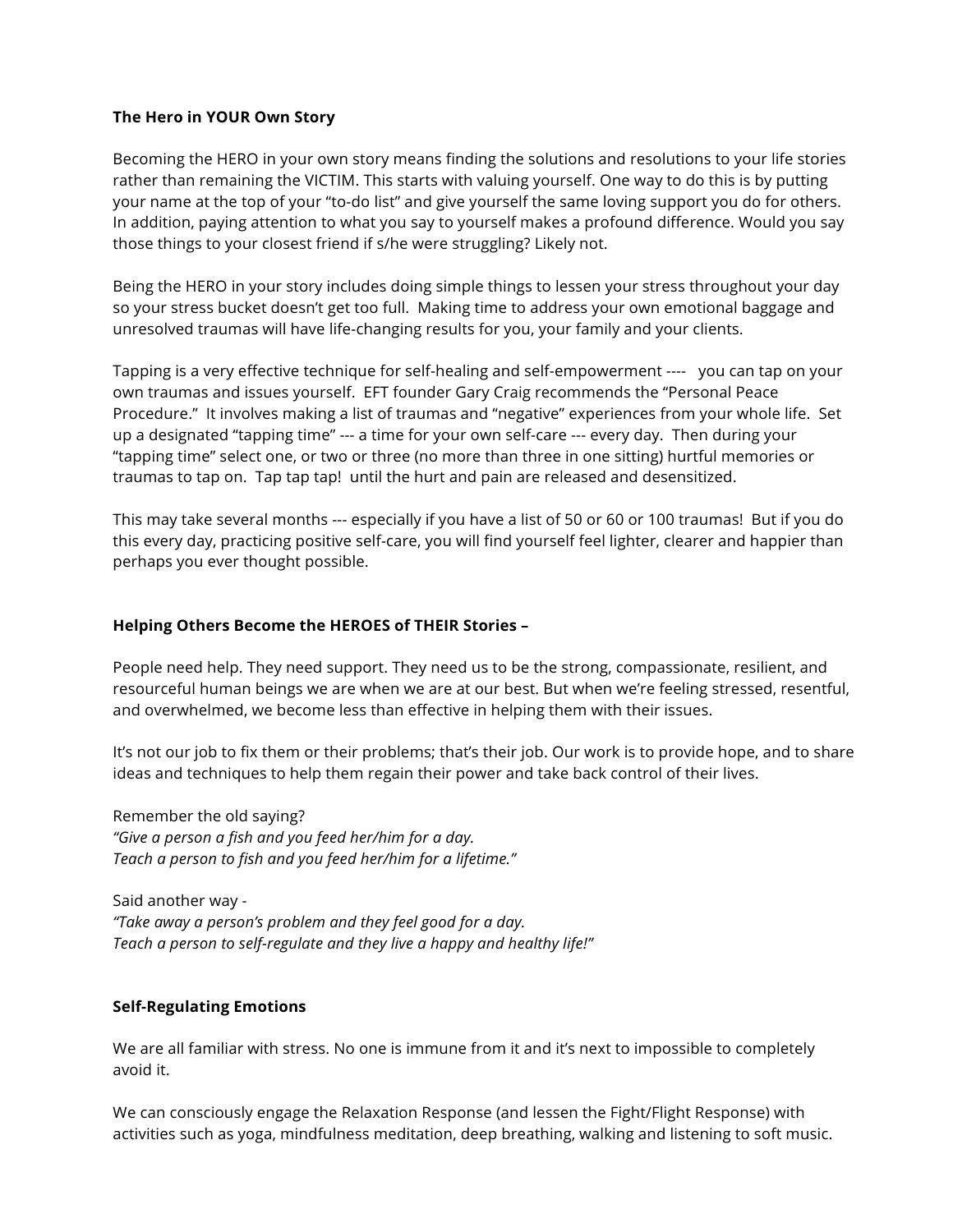**The Hero in YOUR Own Story**

Becoming the HERO in your own story means finding the solutions and resolutions to your life stories rather than remaining the VICTIM. This starts with valuing yourself. One way to do this is by putting your name at the top of your "to-do list" and give yourself the same loving support you do for others. In addition, paying attention to what you say to yourself makes a profound difference. Would you say those things to your closest friend if s/he were struggling? Likely not.

Being the HERO in your story includes doing simple things to lessen your stress throughout your day so your stress bucket doesn't get too full. Making time to address your own emotional baggage and unresolved traumas will have life-changing results for you, your family and your clients.

Tapping is a very effective technique for self-healing and self-empowerment ---- you can tap on your own traumas and issues yourself. EFT founder Gary Craig recommends the "Personal Peace Procedure." It involves making a list of traumas and "negative" experiences from your whole life. Set up a designated "tapping time" --- a time for your own self-care --- every day. Then during your "tapping time" select one, or two or three (no more than three in one sitting) hurtful memories or traumas to tap on. Tap tap tap! until the hurt and pain are released and desensitized.

This may take several months --- especially if you have a list of 50 or 60 or 100 traumas! But if you do this every day, practicing positive self-care, you will find yourself feel lighter, clearer and happier than perhaps you ever thought possible.

**Helping Others Become the HEROES of THEIR Stories –**

People need help. They need support. They need us to be the strong, compassionate, resilient, and resourceful human beings we are when we are at our best. But when we're feeling stressed, resentful, and overwhelmed, we become less than effective in helping them with their issues.

It's not our job to fix them or their problems; that's their job. Our work is to provide hope, and to share ideas and techniques to help them regain their power and take back control of their lives.

Remember the old saying?
*"Give a person a fish and you feed her/him for a day.*
*Teach a person to fish and you feed her/him for a lifetime."*

Said another way -
*"Take away a person's problem and they feel good for a day.*
*Teach a person to self-regulate and they live a happy and healthy life!"*

**Self-Regulating Emotions**

We are all familiar with stress. No one is immune from it and it's next to impossible to completely avoid it.

We can consciously engage the Relaxation Response (and lessen the Fight/Flight Response) with activities such as yoga, mindfulness meditation, deep breathing, walking and listening to soft music.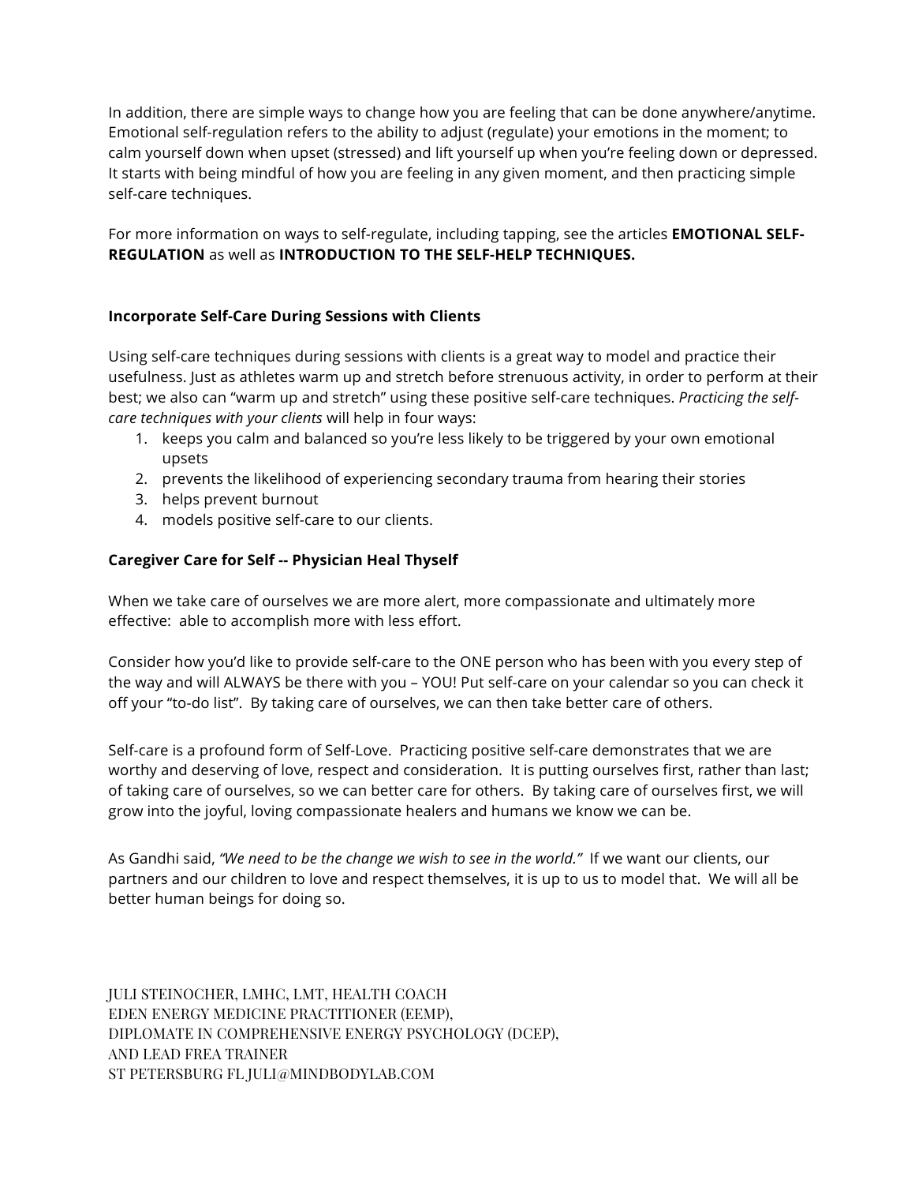In addition, there are simple ways to change how you are feeling that can be done anywhere/anytime. Emotional self-regulation refers to the ability to adjust (regulate) your emotions in the moment; to calm yourself down when upset (stressed) and lift yourself up when you're feeling down or depressed. It starts with being mindful of how you are feeling in any given moment, and then practicing simple self-care techniques.

For more information on ways to self-regulate, including tapping, see the articles **EMOTIONAL SELF-REGULATION** as well as **INTRODUCTION TO THE SELF-HELP TECHNIQUES.**

### Incorporate Self-Care During Sessions with Clients

Using self-care techniques during sessions with clients is a great way to model and practice their usefulness. Just as athletes warm up and stretch before strenuous activity, in order to perform at their best; we also can "warm up and stretch" using these positive self-care techniques. *Practicing the self-care techniques with your clients* will help in four ways:

1. keeps you calm and balanced so you're less likely to be triggered by your own emotional upsets
2. prevents the likelihood of experiencing secondary trauma from hearing their stories
3. helps prevent burnout
4. models positive self-care to our clients.

### Caregiver Care for Self -- Physician Heal Thyself

When we take care of ourselves we are more alert, more compassionate and ultimately more effective: able to accomplish more with less effort.

Consider how you'd like to provide self-care to the ONE person who has been with you every step of the way and will ALWAYS be there with you – YOU! Put self-care on your calendar so you can check it off your "to-do list". By taking care of ourselves, we can then take better care of others.

Self-care is a profound form of Self-Love. Practicing positive self-care demonstrates that we are worthy and deserving of love, respect and consideration. It is putting ourselves first, rather than last; of taking care of ourselves, so we can better care for others. By taking care of ourselves first, we will grow into the joyful, loving compassionate healers and humans we know we can be.

As Gandhi said, *"We need to be the change we wish to see in the world."* If we want our clients, our partners and our children to love and respect themselves, it is up to us to model that. We will all be better human beings for doing so.

JULI STEINOCHER, LMHC, LMT, HEALTH COACH
EDEN ENERGY MEDICINE PRACTITIONER (EEMP),
DIPLOMATE IN COMPREHENSIVE ENERGY PSYCHOLOGY (DCEP),
AND LEAD FREA TRAINER
ST PETERSBURG FL JULI@MINDBODYLAB.COM